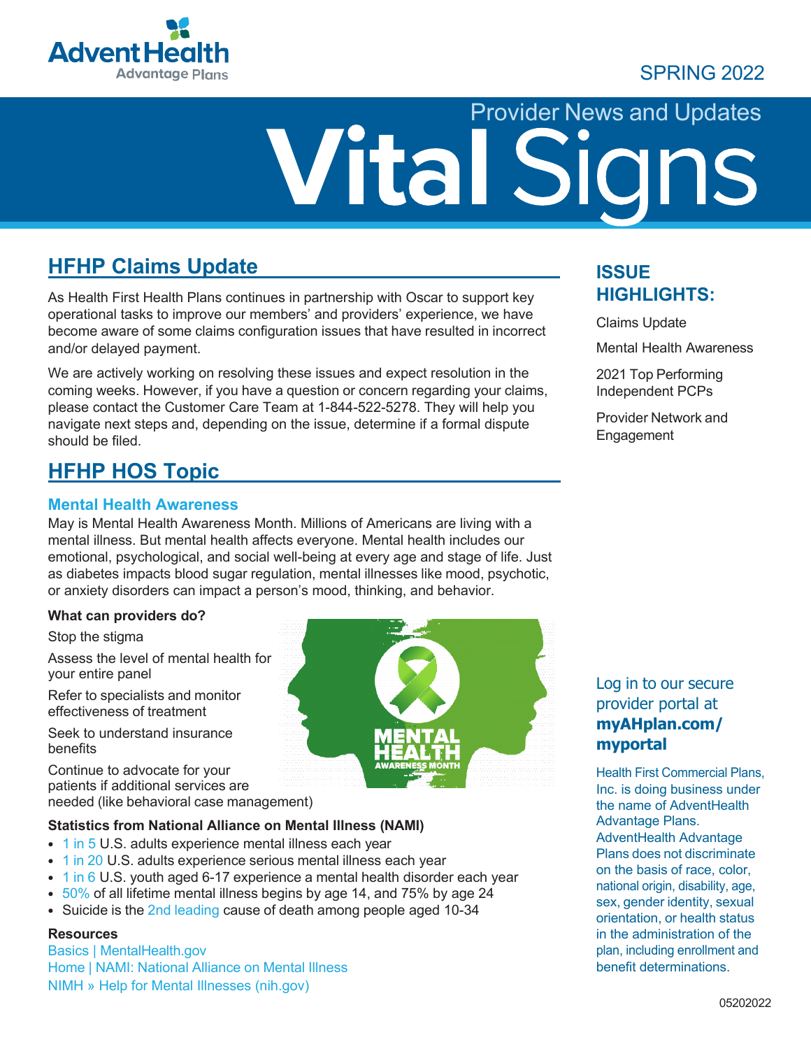SPRING 2022

# Vital Signs

Provider News and Updates

## HFHP Claims Update

As Health First Health Plans continues in partnership with Oscar to support key operational tasks to improve our members' and providers' experience, we have become aware of some claims configuration issues that have resulted in incorrect and/or delayed payment.

We are actively working on resolving these issues and expect resolution in the coming weeks. However, if you have a question or concern regarding your claims, please contact the Customer Care Team at 1-844-522-5278. They will help you navigate next steps and, depending on the issue, determine if a formal dispute should be filed.

## HFHP HOS Topic

### Mental Health Awareness

May is Mental Health Awareness Month. Millions of Americans are living with a mental illness. But mental health affects everyone. Mental health includes our emotional, psychological, and social well-being at every age and stage of life. Just as diabetes impacts blood sugar regulation, mental illnesses like mood, psychotic, or anxiety disorders can impact a person's mood, thinking, and behavior.

**What can providers do?**

Stop the stigma

Assess the level of mental health for your entire panel

Refer to specialists and monitor effectiveness of treatment

Seek to understand insurance benefits

Continue to advocate for your patients if additional services are needed (like behavioral case management)

**Statistics from National Alliance on Mental Illness (NAMI)**

- 1 in 5 U.S. adults experience mental illness each year
- 1 in 20 U.S. adults experience serious mental illness each year
- 1 in 6 U.S. youth aged 6-17 experience a mental health disorder each year
- 50% of all lifetime mental illness begins by age 14, and 75% by age 24
- Suicide is the 2nd leading cause of death among people aged 10-34

**Resources**

Basics | MentalHealth.gov
Home | NAMI: National Alliance on Mental Illness
NIMH » Help for Mental Illnesses (nih.gov)

## ISSUE HIGHLIGHTS:

Claims Update

Mental Health Awareness

2021 Top Performing Independent PCPs

Provider Network and Engagement

Log in to our secure provider portal at **myAHplan.com/myportal**

Health First Commercial Plans, Inc. is doing business under the name of AdventHealth Advantage Plans. AdventHealth Advantage Plans does not discriminate on the basis of race, color, national origin, disability, age, sex, gender identity, sexual orientation, or health status in the administration of the plan, including enrollment and benefit determinations.

05202022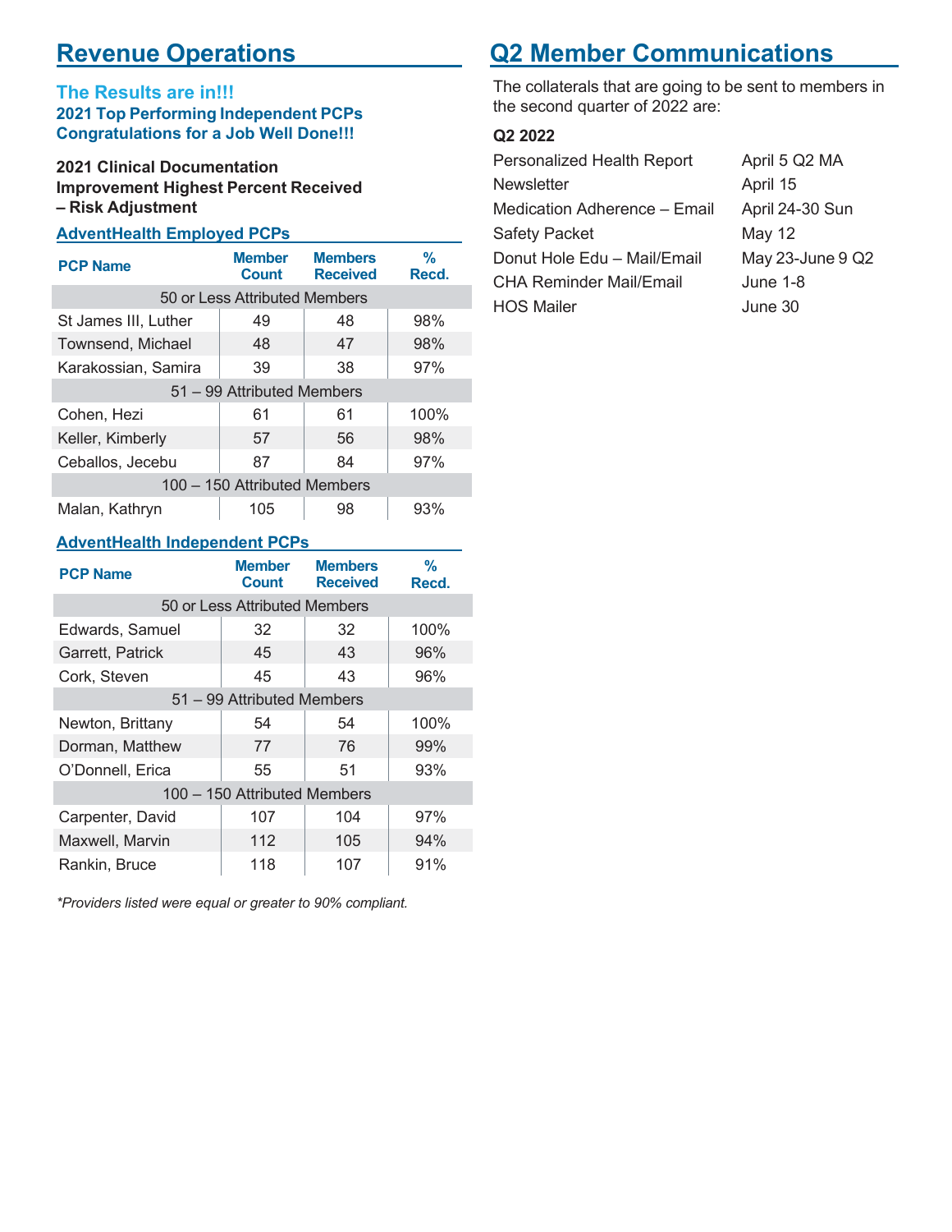## Revenue Operations

### The Results are in!!!

**2021 Top Performing Independent PCPs**
**Congratulations for a Job Well Done!!!**

**2021 Clinical Documentation Improvement Highest Percent Received – Risk Adjustment**

### AdventHealth Employed PCPs

| PCP Name | Member Count | Members Received | % Recd. |
|---|---|---|---|
| 50 or Less Attributed Members | | | |
| St James III, Luther | 49 | 48 | 98% |
| Townsend, Michael | 48 | 47 | 98% |
| Karakossian, Samira | 39 | 38 | 97% |
| 51 – 99 Attributed Members | | | |
| Cohen, Hezi | 61 | 61 | 100% |
| Keller, Kimberly | 57 | 56 | 98% |
| Ceballos, Jecebu | 87 | 84 | 97% |
| 100 – 150 Attributed Members | | | |
| Malan, Kathryn | 105 | 98 | 93% |

### AdventHealth Independent PCPs

| PCP Name | Member Count | Members Received | % Recd. |
|---|---|---|---|
| 50 or Less Attributed Members | | | |
| Edwards, Samuel | 32 | 32 | 100% |
| Garrett, Patrick | 45 | 43 | 96% |
| Cork, Steven | 45 | 43 | 96% |
| 51 – 99 Attributed Members | | | |
| Newton, Brittany | 54 | 54 | 100% |
| Dorman, Matthew | 77 | 76 | 99% |
| O'Donnell, Erica | 55 | 51 | 93% |
| 100 – 150 Attributed Members | | | |
| Carpenter, David | 107 | 104 | 97% |
| Maxwell, Marvin | 112 | 105 | 94% |
| Rankin, Bruce | 118 | 107 | 91% |

*\*Providers listed were equal or greater to 90% compliant.*

## Q2 Member Communications

The collaterals that are going to be sent to members in the second quarter of 2022 are:

**Q2 2022**

| | |
|---|---|
| Personalized Health Report | April 5 Q2 MA |
| Newsletter | April 15 |
| Medication Adherence – Email | April 24-30 Sun |
| Safety Packet | May 12 |
| Donut Hole Edu – Mail/Email | May 23-June 9 Q2 |
| CHA Reminder Mail/Email | June 1-8 |
| HOS Mailer | June 30 |